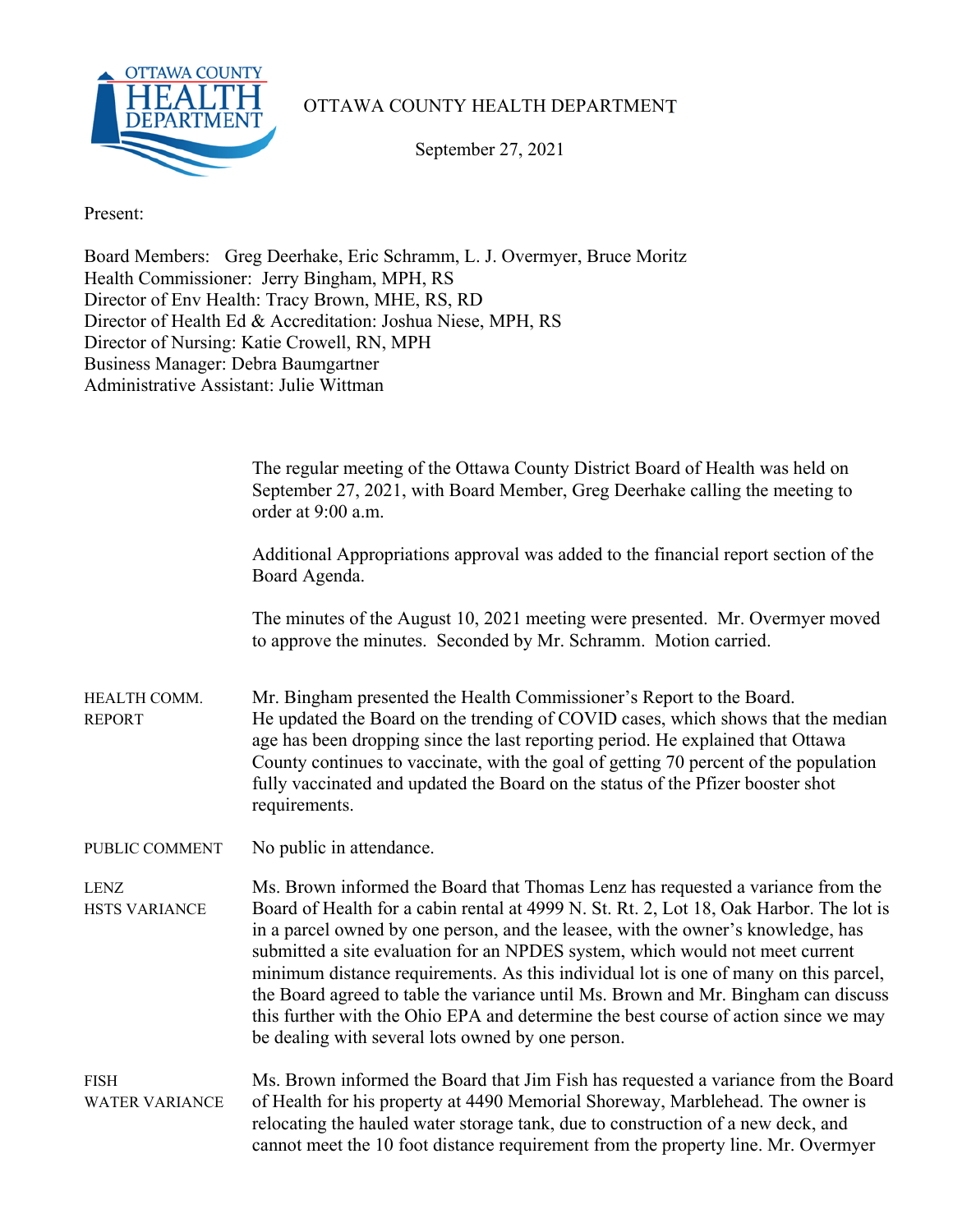# OTTAWA COUNTY HEALTH DEPARTMENT

September 27, 2021

Present:

Board Members: Greg Deerhake, Eric Schramm, L. J. Overmyer, Bruce Moritz
Health Commissioner: Jerry Bingham, MPH, RS
Director of Env Health: Tracy Brown, MHE, RS, RD
Director of Health Ed & Accreditation: Joshua Niese, MPH, RS
Director of Nursing: Katie Crowell, RN, MPH
Business Manager: Debra Baumgartner
Administrative Assistant: Julie Wittman

The regular meeting of the Ottawa County District Board of Health was held on September 27, 2021, with Board Member, Greg Deerhake calling the meeting to order at 9:00 a.m.

Additional Appropriations approval was added to the financial report section of the Board Agenda.

The minutes of the August 10, 2021 meeting were presented. Mr. Overmyer moved to approve the minutes. Seconded by Mr. Schramm. Motion carried.

**HEALTH COMM. REPORT**

Mr. Bingham presented the Health Commissioner's Report to the Board. He updated the Board on the trending of COVID cases, which shows that the median age has been dropping since the last reporting period. He explained that Ottawa County continues to vaccinate, with the goal of getting 70 percent of the population fully vaccinated and updated the Board on the status of the Pfizer booster shot requirements.

**PUBLIC COMMENT**

No public in attendance.

**LENZ HSTS VARIANCE**

Ms. Brown informed the Board that Thomas Lenz has requested a variance from the Board of Health for a cabin rental at 4999 N. St. Rt. 2, Lot 18, Oak Harbor. The lot is in a parcel owned by one person, and the leasee, with the owner's knowledge, has submitted a site evaluation for an NPDES system, which would not meet current minimum distance requirements. As this individual lot is one of many on this parcel, the Board agreed to table the variance until Ms. Brown and Mr. Bingham can discuss this further with the Ohio EPA and determine the best course of action since we may be dealing with several lots owned by one person.

**FISH WATER VARIANCE**

Ms. Brown informed the Board that Jim Fish has requested a variance from the Board of Health for his property at 4490 Memorial Shoreway, Marblehead. The owner is relocating the hauled water storage tank, due to construction of a new deck, and cannot meet the 10 foot distance requirement from the property line. Mr. Overmyer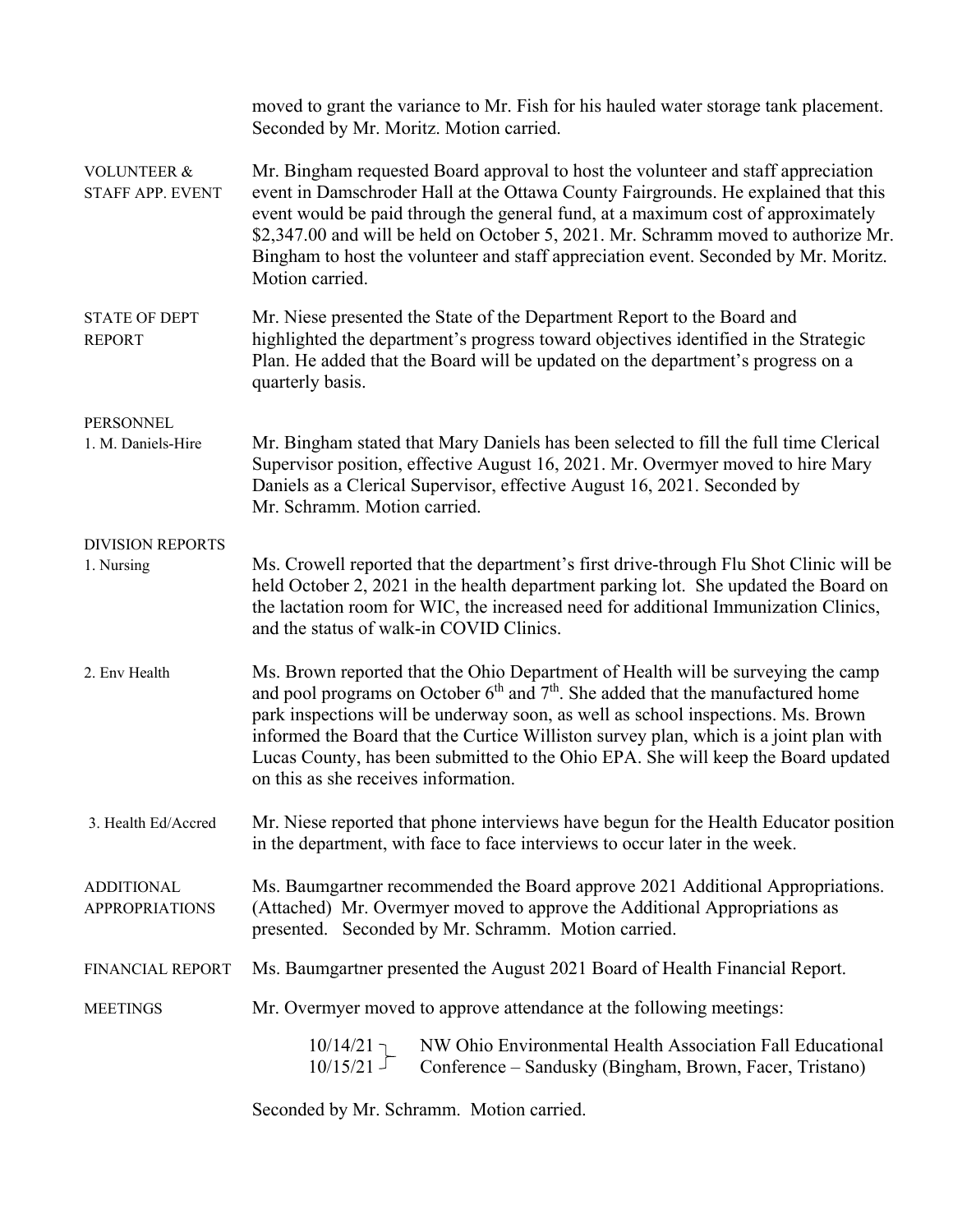moved to grant the variance to Mr. Fish for his hauled water storage tank placement. Seconded by Mr. Moritz. Motion carried.

**VOLUNTEER & STAFF APP. EVENT**

Mr. Bingham requested Board approval to host the volunteer and staff appreciation event in Damschroder Hall at the Ottawa County Fairgrounds. He explained that this event would be paid through the general fund, at a maximum cost of approximately $2,347.00 and will be held on October 5, 2021. Mr. Schramm moved to authorize Mr. Bingham to host the volunteer and staff appreciation event. Seconded by Mr. Moritz. Motion carried.

**STATE OF DEPT REPORT**

Mr. Niese presented the State of the Department Report to the Board and highlighted the department's progress toward objectives identified in the Strategic Plan. He added that the Board will be updated on the department's progress on a quarterly basis.

**PERSONNEL**

1. M. Daniels-Hire

Mr. Bingham stated that Mary Daniels has been selected to fill the full time Clerical Supervisor position, effective August 16, 2021. Mr. Overmyer moved to hire Mary Daniels as a Clerical Supervisor, effective August 16, 2021. Seconded by Mr. Schramm. Motion carried.

**DIVISION REPORTS**

1. Nursing

Ms. Crowell reported that the department's first drive-through Flu Shot Clinic will be held October 2, 2021 in the health department parking lot. She updated the Board on the lactation room for WIC, the increased need for additional Immunization Clinics, and the status of walk-in COVID Clinics.

2. Env Health

Ms. Brown reported that the Ohio Department of Health will be surveying the camp and pool programs on October 6th and 7th. She added that the manufactured home park inspections will be underway soon, as well as school inspections. Ms. Brown informed the Board that the Curtice Williston survey plan, which is a joint plan with Lucas County, has been submitted to the Ohio EPA. She will keep the Board updated on this as she receives information.

3. Health Ed/Accred

Mr. Niese reported that phone interviews have begun for the Health Educator position in the department, with face to face interviews to occur later in the week.

**ADDITIONAL APPROPRIATIONS**

Ms. Baumgartner recommended the Board approve 2021 Additional Appropriations. (Attached) Mr. Overmyer moved to approve the Additional Appropriations as presented. Seconded by Mr. Schramm. Motion carried.

**FINANCIAL REPORT**

Ms. Baumgartner presented the August 2021 Board of Health Financial Report.

**MEETINGS**

Mr. Overmyer moved to approve attendance at the following meetings:

10/14/21 – 10/15/21 NW Ohio Environmental Health Association Fall Educational Conference – Sandusky (Bingham, Brown, Facer, Tristano)

Seconded by Mr. Schramm. Motion carried.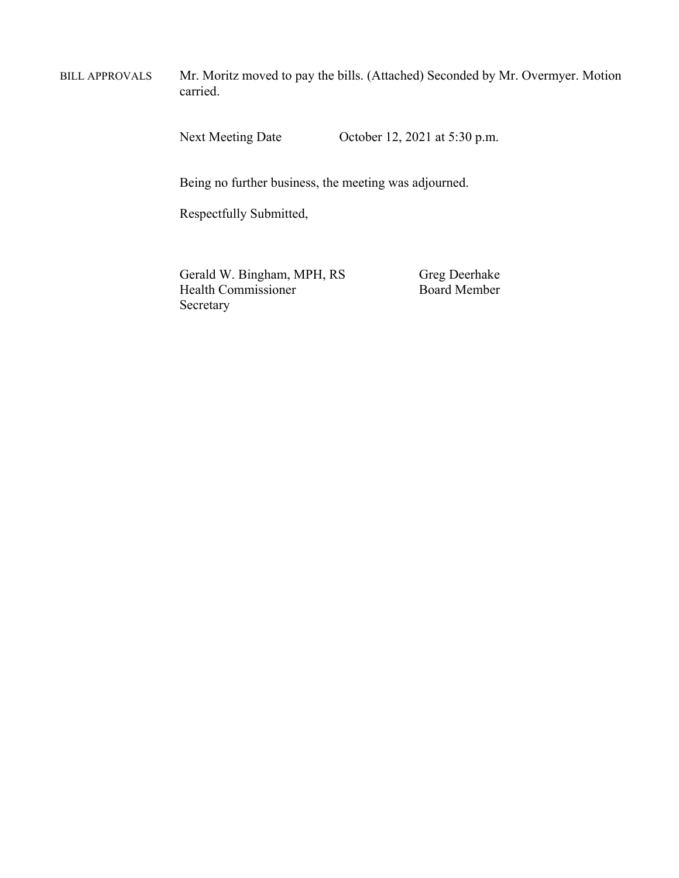BILL APPROVALS

Mr. Moritz moved to pay the bills. (Attached) Seconded by Mr. Overmyer. Motion carried.

Next Meeting Date October 12, 2021 at 5:30 p.m.

Being no further business, the meeting was adjourned.

Respectfully Submitted,

Gerald W. Bingham, MPH, RS
Health Commissioner
Secretary

Greg Deerhake
Board Member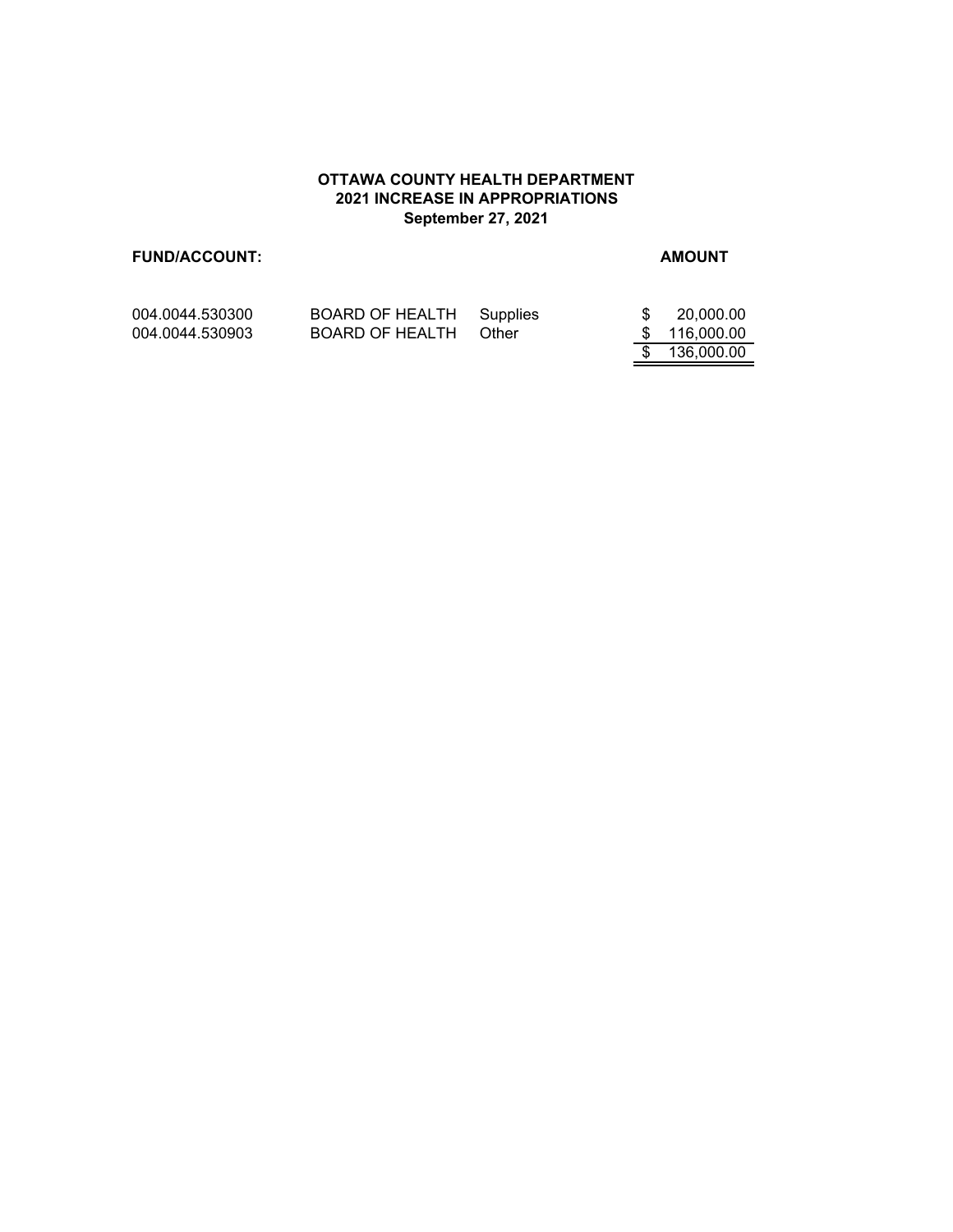**OTTAWA COUNTY HEALTH DEPARTMENT**
**2021 INCREASE IN APPROPRIATIONS**
**September 27, 2021**

| FUND/ACCOUNT: | | | AMOUNT |
|---|---|---|---|
| 004.0044.530300 | BOARD OF HEALTH | Supplies | $ 20,000.00 |
| 004.0044.530903 | BOARD OF HEALTH | Other | $ 116,000.00 |
| | | | $ 136,000.00 |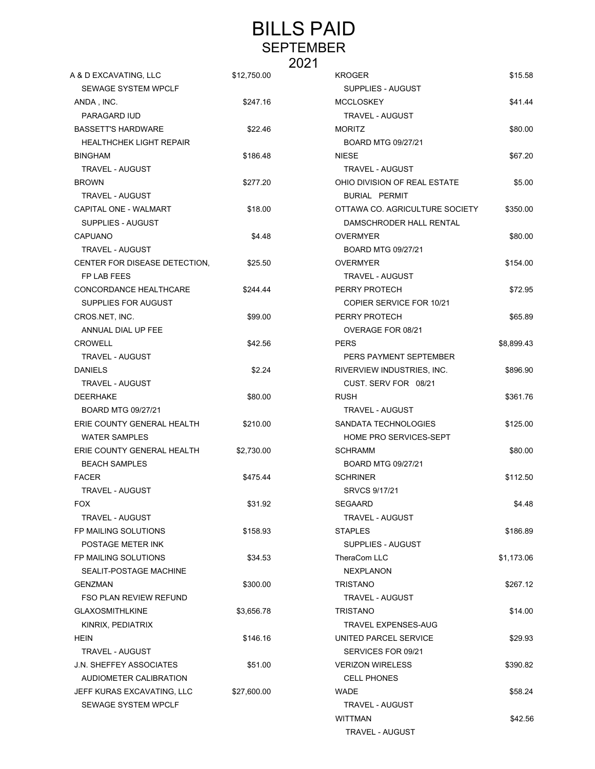# BILLS PAID
## SEPTEMBER
## 2021

| | |
|---|---|
| A & D EXCAVATING, LLC | $12,750.00 |
| SEWAGE SYSTEM WPCLF | |
| ANDA , INC. | $247.16 |
| PARAGARD IUD | |
| BASSETT'S HARDWARE | $22.46 |
| HEALTHCHEK LIGHT REPAIR | |
| BINGHAM | $186.48 |
| TRAVEL - AUGUST | |
| BROWN | $277.20 |
| TRAVEL - AUGUST | |
| CAPITAL ONE - WALMART | $18.00 |
| SUPPLIES - AUGUST | |
| CAPUANO | $4.48 |
| TRAVEL - AUGUST | |
| CENTER FOR DISEASE DETECTION, | $25.50 |
| FP LAB FEES | |
| CONCORDANCE HEALTHCARE | $244.44 |
| SUPPLIES FOR AUGUST | |
| CROS.NET, INC. | $99.00 |
| ANNUAL DIAL UP FEE | |
| CROWELL | $42.56 |
| TRAVEL - AUGUST | |
| DANIELS | $2.24 |
| TRAVEL - AUGUST | |
| DEERHAKE | $80.00 |
| BOARD MTG 09/27/21 | |
| ERIE COUNTY GENERAL HEALTH | $210.00 |
| WATER SAMPLES | |
| ERIE COUNTY GENERAL HEALTH | $2,730.00 |
| BEACH SAMPLES | |
| FACER | $475.44 |
| TRAVEL - AUGUST | |
| FOX | $31.92 |
| TRAVEL - AUGUST | |
| FP MAILING SOLUTIONS | $158.93 |
| POSTAGE METER INK | |
| FP MAILING SOLUTIONS | $34.53 |
| SEALIT-POSTAGE MACHINE | |
| GENZMAN | $300.00 |
| FSO PLAN REVIEW REFUND | |
| GLAXOSMITHLKINE | $3,656.78 |
| KINRIX, PEDIATRIX | |
| HEIN | $146.16 |
| TRAVEL - AUGUST | |
| J.N. SHEFFEY ASSOCIATES | $51.00 |
| AUDIOMETER CALIBRATION | |
| JEFF KURAS EXCAVATING, LLC | $27,600.00 |
| SEWAGE SYSTEM WPCLF | |
| KROGER | $15.58 |
| SUPPLIES - AUGUST | |
| MCCLOSKEY | $41.44 |
| TRAVEL - AUGUST | |
| MORITZ | $80.00 |
| BOARD MTG 09/27/21 | |
| NIESE | $67.20 |
| TRAVEL - AUGUST | |
| OHIO DIVISION OF REAL ESTATE | $5.00 |
| BURIAL PERMIT | |
| OTTAWA CO. AGRICULTURE SOCIETY | $350.00 |
| DAMSCHRODER HALL RENTAL | |
| OVERMYER | $80.00 |
| BOARD MTG 09/27/21 | |
| OVERMYER | $154.00 |
| TRAVEL - AUGUST | |
| PERRY PROTECH | $72.95 |
| COPIER SERVICE FOR 10/21 | |
| PERRY PROTECH | $65.89 |
| OVERAGE FOR 08/21 | |
| PERS | $8,899.43 |
| PERS PAYMENT SEPTEMBER | |
| RIVERVIEW INDUSTRIES, INC. | $896.90 |
| CUST. SERV FOR 08/21 | |
| RUSH | $361.76 |
| TRAVEL - AUGUST | |
| SANDATA TECHNOLOGIES | $125.00 |
| HOME PRO SERVICES-SEPT | |
| SCHRAMM | $80.00 |
| BOARD MTG 09/27/21 | |
| SCHRINER | $112.50 |
| SRVCS 9/17/21 | |
| SEGAARD | $4.48 |
| TRAVEL - AUGUST | |
| STAPLES | $186.89 |
| SUPPLIES - AUGUST | |
| TheraCom LLC | $1,173.06 |
| NEXPLANON | |
| TRISTANO | $267.12 |
| TRAVEL - AUGUST | |
| TRISTANO | $14.00 |
| TRAVEL EXPENSES-AUG | |
| UNITED PARCEL SERVICE | $29.93 |
| SERVICES FOR 09/21 | |
| VERIZON WIRELESS | $390.82 |
| CELL PHONES | |
| WADE | $58.24 |
| TRAVEL - AUGUST | |
| WITTMAN | $42.56 |
| TRAVEL - AUGUST | |